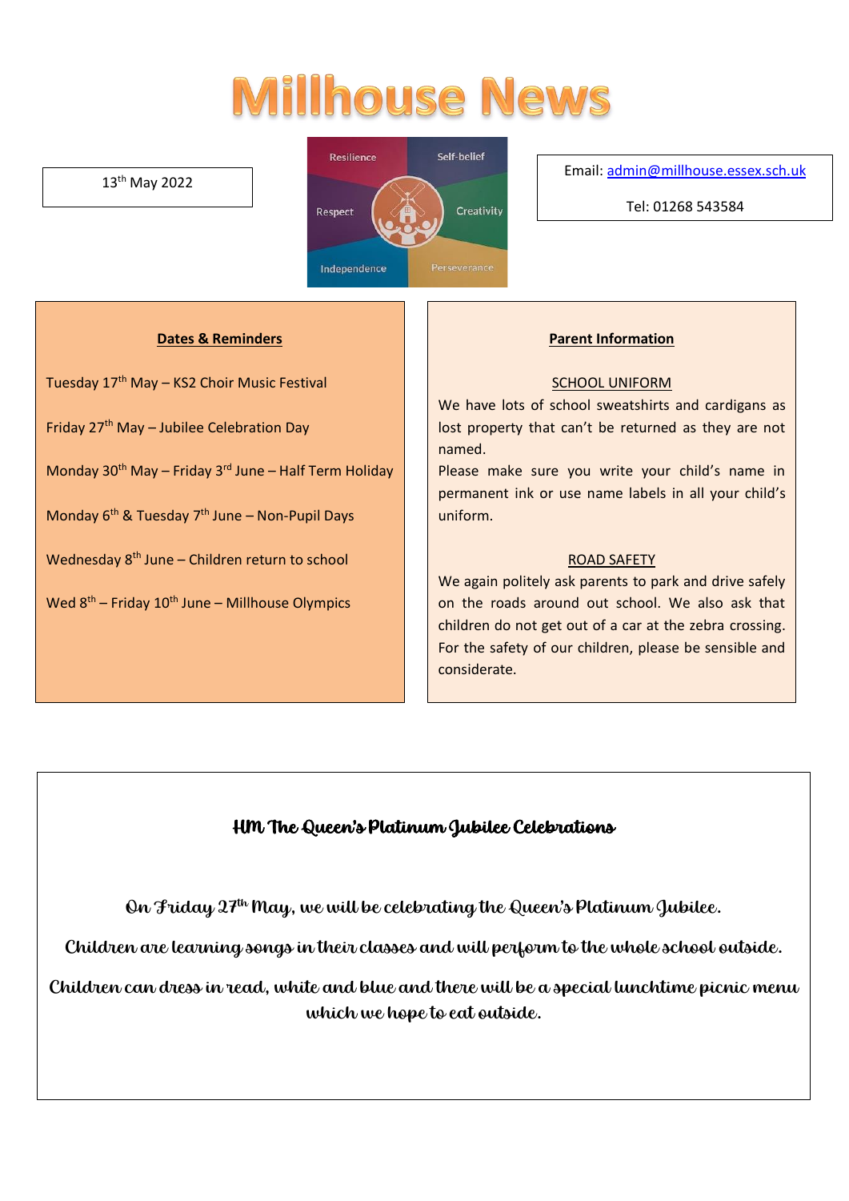# Millhouse News

13th May 2022

Resilience | Self-belief | Respect | Creativity | Independence | Perseverance

Email: admin@millhouse.essex.sch.uk

Tel: 01268 543584

**Dates & Reminders**

Tuesday 17th May – KS2 Choir Music Festival

Friday 27th May – Jubilee Celebration Day

Monday 30th May – Friday 3rd June – Half Term Holiday

Monday 6th & Tuesday 7th June – Non-Pupil Days

Wednesday 8th June – Children return to school

Wed 8th – Friday 10th June – Millhouse Olympics

**Parent Information**

SCHOOL UNIFORM

We have lots of school sweatshirts and cardigans as lost property that can't be returned as they are not named.

Please make sure you write your child's name in permanent ink or use name labels in all your child's uniform.

ROAD SAFETY

We again politely ask parents to park and drive safely on the roads around out school. We also ask that children do not get out of a car at the zebra crossing. For the safety of our children, please be sensible and considerate.

**HM The Queen's Platinum Jubilee Celebrations**

On Friday 27th May, we will be celebrating the Queen's Platinum Jubilee.

Children are learning songs in their classes and will perform to the whole school outside.

Children can dress in read, white and blue and there will be a special lunchtime picnic menu which we hope to eat outside.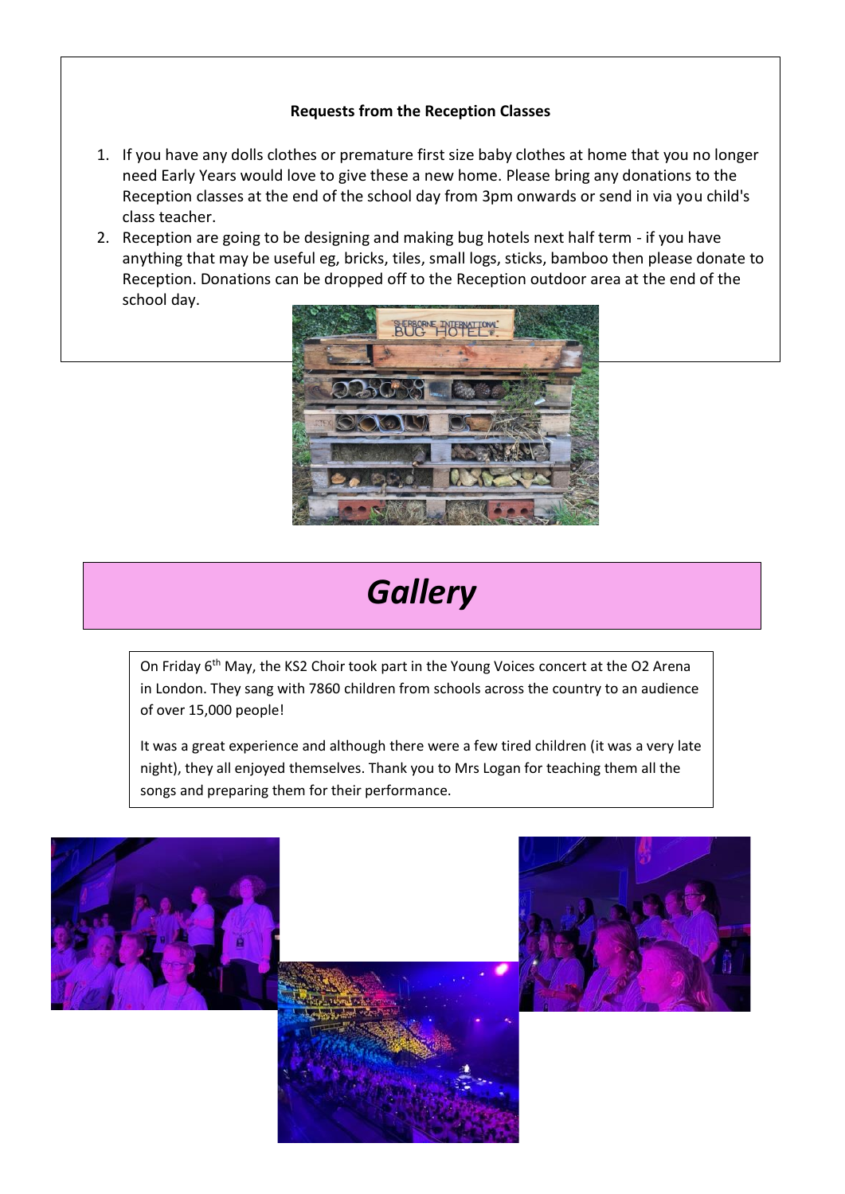**Requests from the Reception Classes**

1. If you have any dolls clothes or premature first size baby clothes at home that you no longer need Early Years would love to give these a new home. Please bring any donations to the Reception classes at the end of the school day from 3pm onwards or send in via you child's class teacher.
2. Reception are going to be designing and making bug hotels next half term - if you have anything that may be useful eg, bricks, tiles, small logs, sticks, bamboo then please donate to Reception. Donations can be dropped off to the Reception outdoor area at the end of the school day.

# *Gallery*

On Friday 6th May, the KS2 Choir took part in the Young Voices concert at the O2 Arena in London. They sang with 7860 children from schools across the country to an audience of over 15,000 people!

It was a great experience and although there were a few tired children (it was a very late night), they all enjoyed themselves. Thank you to Mrs Logan for teaching them all the songs and preparing them for their performance.